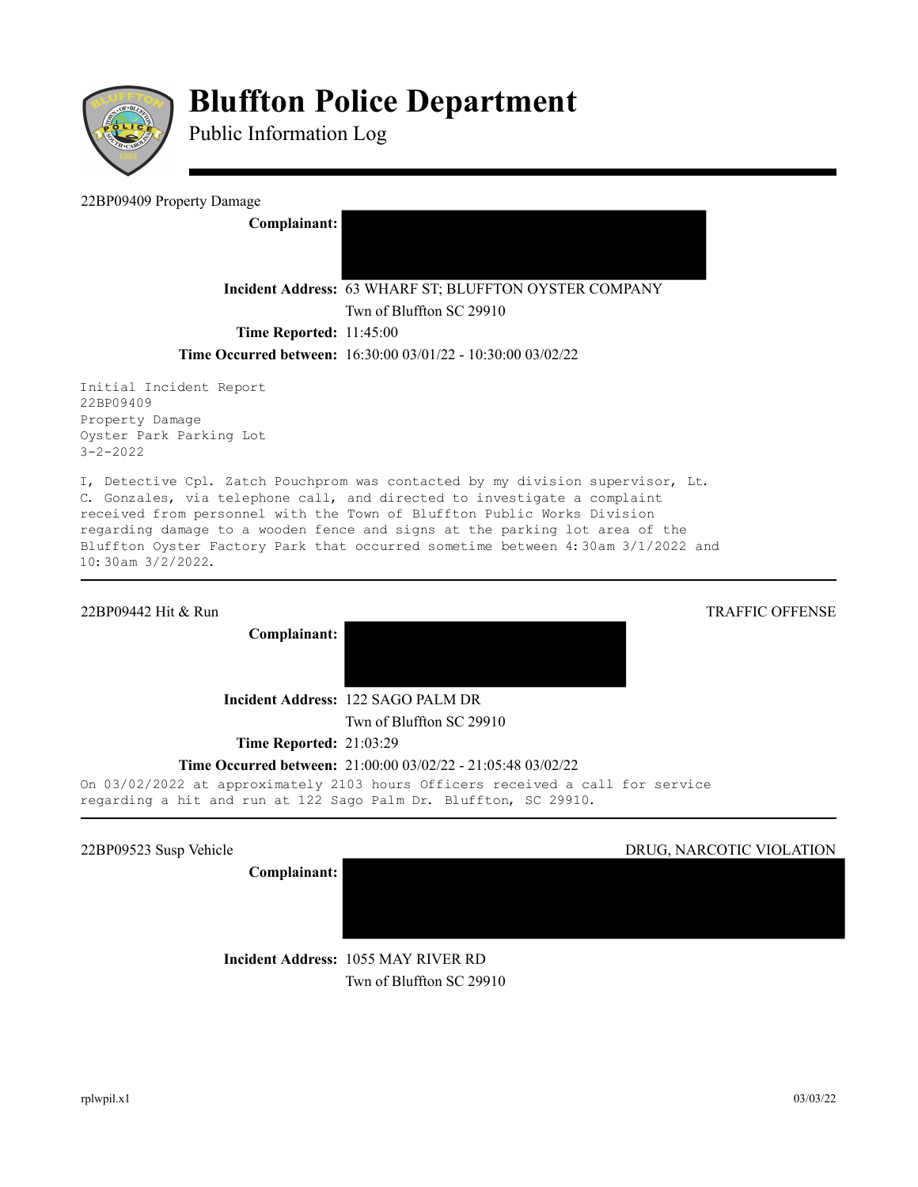# Bluffton Police Department

Public Information Log

---

22BP09409 Property Damage

**Complainant:** [REDACTED]

**Incident Address:** 63 WHARF ST; BLUFFTON OYSTER COMPANY
Twn of Bluffton SC 29910

**Time Reported:** 11:45:00

**Time Occurred between:** 16:30:00 03/01/22 - 10:30:00 03/02/22

```
Initial Incident Report
22BP09409
Property Damage
Oyster Park Parking Lot
3-2-2022
```

```
I, Detective Cpl. Zatch Pouchprom was contacted by my division supervisor, Lt.
C. Gonzales, via telephone call, and directed to investigate a complaint
received from personnel with the Town of Bluffton Public Works Division
regarding damage to a wooden fence and signs at the parking lot area of the
Bluffton Oyster Factory Park that occurred sometime between 4:30am 3/1/2022 and
10:30am 3/2/2022.
```

---

22BP09442 Hit & Run — TRAFFIC OFFENSE

**Complainant:** [REDACTED]

**Incident Address:** 122 SAGO PALM DR
Twn of Bluffton SC 29910

**Time Reported:** 21:03:29

**Time Occurred between:** 21:00:00 03/02/22 - 21:05:48 03/02/22

```
On 03/02/2022 at approximately 2103 hours Officers received a call for service
regarding a hit and run at 122 Sago Palm Dr. Bluffton, SC 29910.
```

---

22BP09523 Susp Vehicle — DRUG, NARCOTIC VIOLATION

**Complainant:** [REDACTED]

**Incident Address:** 1055 MAY RIVER RD
Twn of Bluffton SC 29910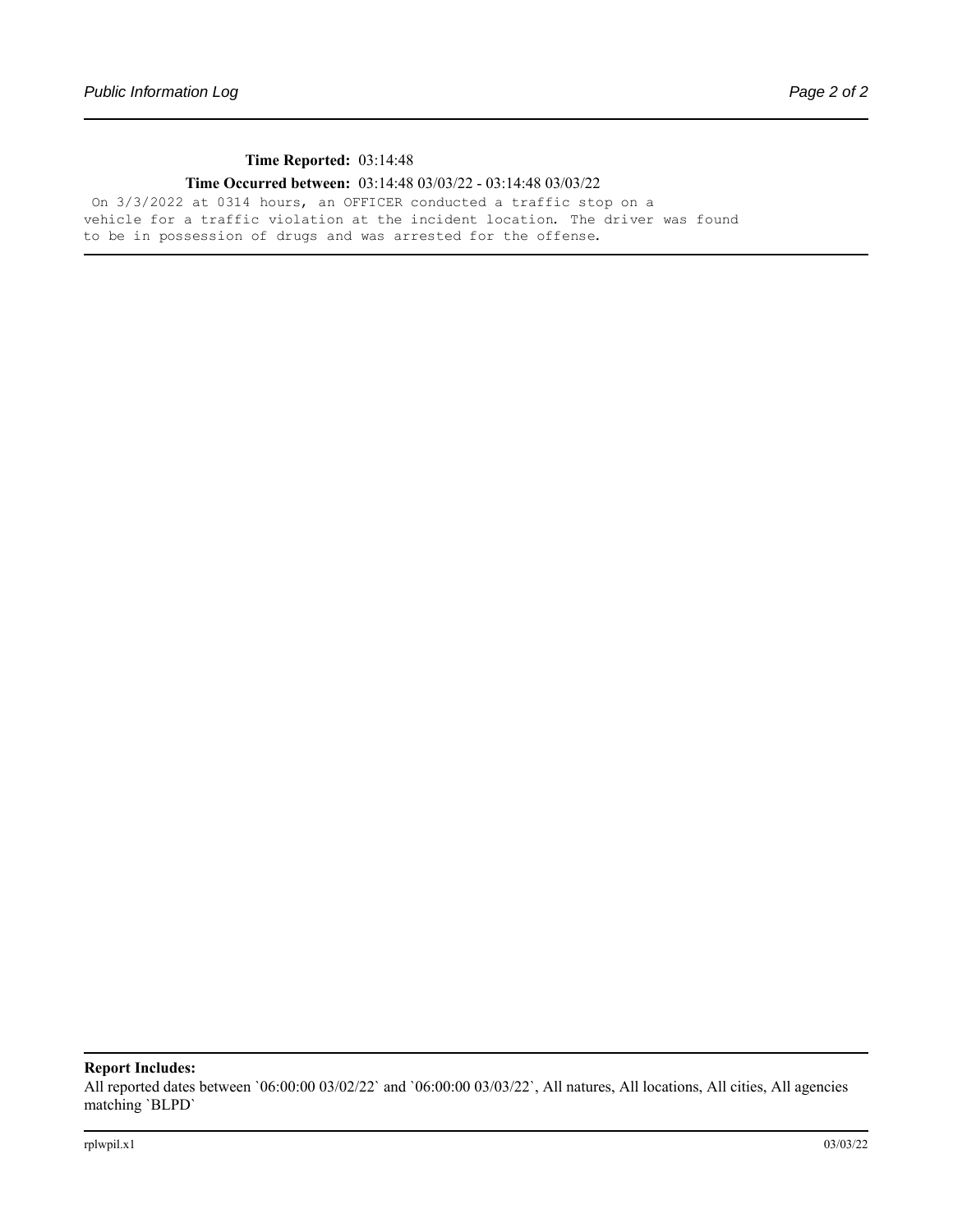**Time Reported:** 03:14:48

**Time Occurred between:** 03:14:48 03/03/22 - 03:14:48 03/03/22

On 3/3/2022 at 0314 hours, an OFFICER conducted a traffic stop on a vehicle for a traffic violation at the incident location. The driver was found to be in possession of drugs and was arrested for the offense.

---

**Report Includes:**

All reported dates between `06:00:00 03/02/22` and `06:00:00 03/03/22`, All natures, All locations, All cities, All agencies matching `BLPD`

rplwpil.x1 03/03/22